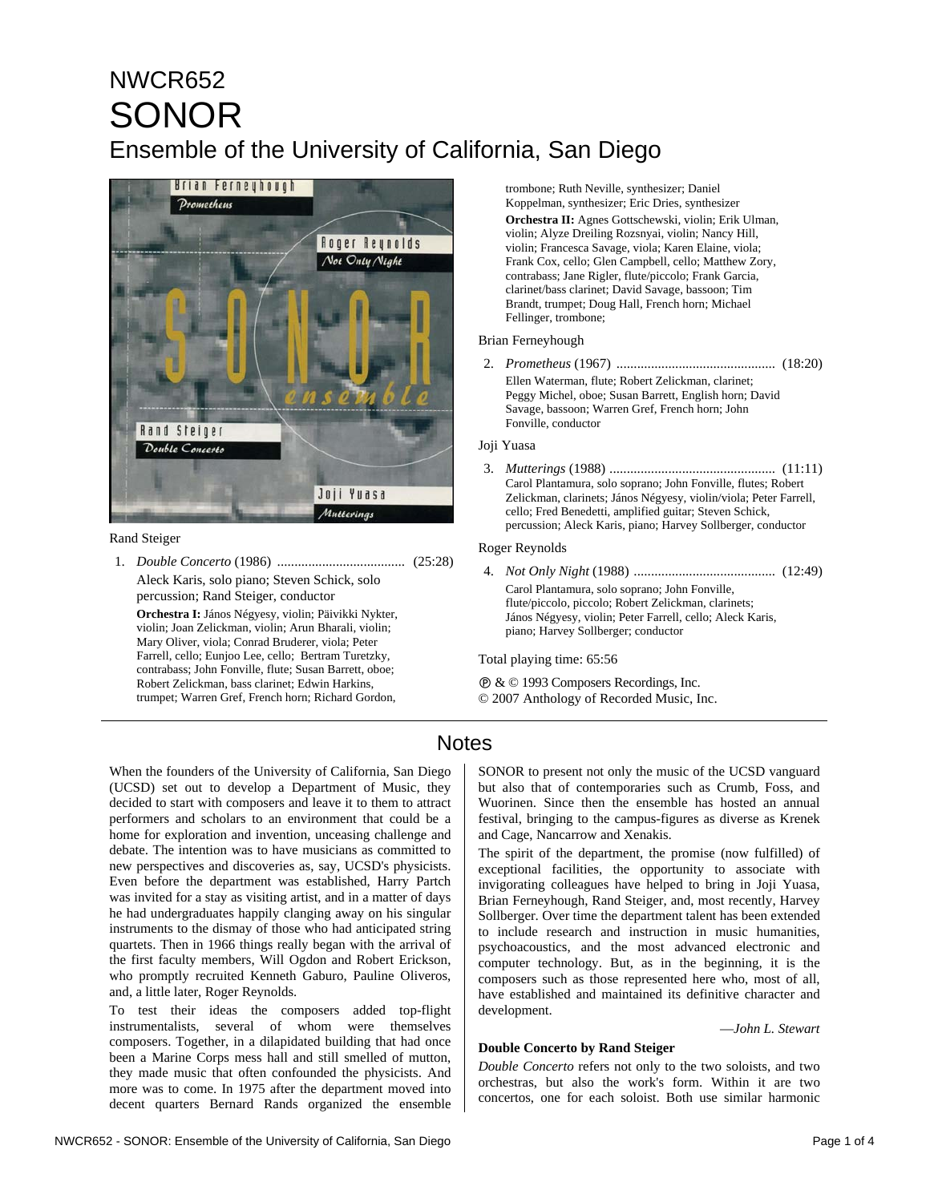# NWCR652
# SONOR
## Ensemble of the University of California, San Diego

Rand Steiger

1. *Double Concerto* (1986) ..................................... (25:28)
   Aleck Karis, solo piano; Steven Schick, solo percussion; Rand Steiger, conductor
   **Orchestra I:** János Négyesy, violin; Päivikki Nykter, violin; Joan Zelickman, violin; Arun Bharali, violin; Mary Oliver, viola; Conrad Bruderer, viola; Peter Farrell, cello; Eunjoo Lee, cello; Bertram Turetzky, contrabass; John Fonville, flute; Susan Barrett, oboe; Robert Zelickman, bass clarinet; Edwin Harkins, trumpet; Warren Gref, French horn; Richard Gordon, trombone; Ruth Neville, synthesizer; Daniel Koppelman, synthesizer; Eric Dries, synthesizer
   **Orchestra II:** Agnes Gottschewski, violin; Erik Ulman, violin; Alyze Dreiling Rozsnyai, violin; Nancy Hill, violin; Francesca Savage, viola; Karen Elaine, viola; Frank Cox, cello; Glen Campbell, cello; Matthew Zory, contrabass; Jane Rigler, flute/piccolo; Frank Garcia, clarinet/bass clarinet; David Savage, bassoon; Tim Brandt, trumpet; Doug Hall, French horn; Michael Fellinger, trombone;

Brian Ferneyhough

2. *Prometheus* (1967) .............................................. (18:20)
   Ellen Waterman, flute; Robert Zelickman, clarinet; Peggy Michel, oboe; Susan Barrett, English horn; David Savage, bassoon; Warren Gref, French horn; John Fonville, conductor

Joji Yuasa

3. *Mutterings* (1988) ................................................ (11:11)
   Carol Plantamura, solo soprano; John Fonville, flutes; Robert Zelickman, clarinets; János Négyesy, violin/viola; Peter Farrell, cello; Fred Benedetti, amplified guitar; Steven Schick, percussion; Aleck Karis, piano; Harvey Sollberger, conductor

Roger Reynolds

4. *Not Only Night* (1988) ......................................... (12:49)
   Carol Plantamura, solo soprano; John Fonville, flute/piccolo, piccolo; Robert Zelickman, clarinets; János Négyesy, violin; Peter Farrell, cello; Aleck Karis, piano; Harvey Sollberger; conductor

Total playing time: 65:56

℗ & © 1993 Composers Recordings, Inc.
© 2007 Anthology of Recorded Music, Inc.

## Notes

When the founders of the University of California, San Diego (UCSD) set out to develop a Department of Music, they decided to start with composers and leave it to them to attract performers and scholars to an environment that could be a home for exploration and invention, unceasing challenge and debate. The intention was to have musicians as committed to new perspectives and discoveries as, say, UCSD's physicists. Even before the department was established, Harry Partch was invited for a stay as visiting artist, and in a matter of days he had undergraduates happily clanging away on his singular instruments to the dismay of those who had anticipated string quartets. Then in 1966 things really began with the arrival of the first faculty members, Will Ogdon and Robert Erickson, who promptly recruited Kenneth Gaburo, Pauline Oliveros, and, a little later, Roger Reynolds.

To test their ideas the composers added top-flight instrumentalists, several of whom were themselves composers. Together, in a dilapidated building that had once been a Marine Corps mess hall and still smelled of mutton, they made music that often confounded the physicists. And more was to come. In 1975 after the department moved into decent quarters Bernard Rands organized the ensemble SONOR to present not only the music of the UCSD vanguard but also that of contemporaries such as Crumb, Foss, and Wuorinen. Since then the ensemble has hosted an annual festival, bringing to the campus-figures as diverse as Krenek and Cage, Nancarrow and Xenakis.

The spirit of the department, the promise (now fulfilled) of exceptional facilities, the opportunity to associate with invigorating colleagues have helped to bring in Joji Yuasa, Brian Ferneyhough, Rand Steiger, and, most recently, Harvey Sollberger. Over time the department talent has been extended to include research and instruction in music humanities, psychoacoustics, and the most advanced electronic and computer technology. But, as in the beginning, it is the composers such as those represented here who, most of all, have established and maintained its definitive character and development.

—*John L. Stewart*

**Double Concerto by Rand Steiger**

*Double Concerto* refers not only to the two soloists, and two orchestras, but also the work's form. Within it are two concertos, one for each soloist. Both use similar harmonic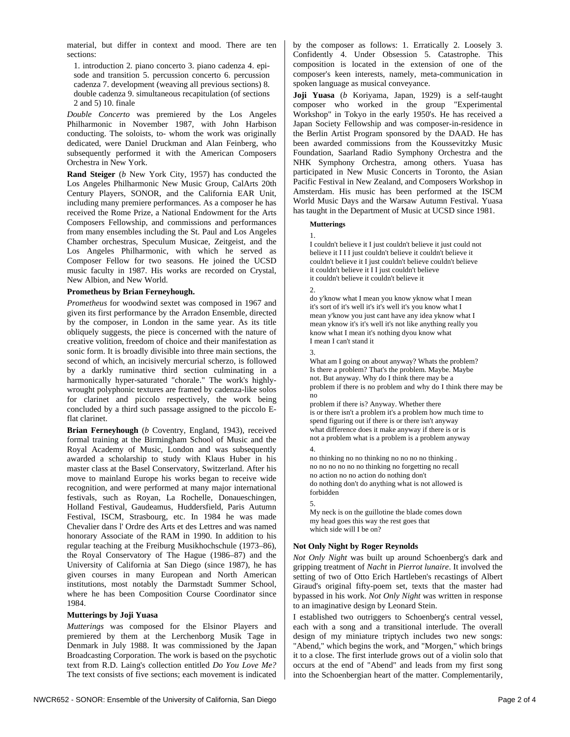material, but differ in context and mood. There are ten sections:

1. introduction 2. piano concerto 3. piano cadenza 4. episode and transition 5. percussion concerto 6. percussion cadenza 7. development (weaving all previous sections) 8. double cadenza 9. simultaneous recapitulation (of sections 2 and 5) 10. finale

*Double Concerto* was premiered by the Los Angeles Philharmonic in November 1987, with John Harbison conducting. The soloists, to- whom the work was originally dedicated, were Daniel Druckman and Alan Feinberg, who subsequently performed it with the American Composers Orchestra in New York.

**Rand Steiger** (*b* New York City, 1957) has conducted the Los Angeles Philharmonic New Music Group, CalArts 20th Century Players, SONOR, and the California EAR Unit, including many premiere performances. As a composer he has received the Rome Prize, a National Endowment for the Arts Composers Fellowship, and commissions and performances from many ensembles including the St. Paul and Los Angeles Chamber orchestras, Speculum Musicae, Zeitgeist, and the Los Angeles Philharmonic, with which he served as Composer Fellow for two seasons. He joined the UCSD music faculty in 1987. His works are recorded on Crystal, New Albion, and New World.

**Prometheus by Brian Ferneyhough.**

*Prometheus* for woodwind sextet was composed in 1967 and given its first performance by the Arradon Ensemble, directed by the composer, in London in the same year. As its title obliquely suggests, the piece is concerned with the nature of creative volition, freedom of choice and their manifestation as sonic form. It is broadly divisible into three main sections, the second of which, an incisively mercurial scherzo, is followed by a darkly ruminative third section culminating in a harmonically hyper-saturated "chorale." The work's highly-wrought polyphonic textures are framed by cadenza-like solos for clarinet and piccolo respectively, the work being concluded by a third such passage assigned to the piccolo E-flat clarinet.

**Brian Ferneyhough** (*b* Coventry, England, 1943), received formal training at the Birmingham School of Music and the Royal Academy of Music, London and was subsequently awarded a scholarship to study with Klaus Huber in his master class at the Basel Conservatory, Switzerland. After his move to mainland Europe his works began to receive wide recognition, and were performed at many major international festivals, such as Royan, La Rochelle, Donaueschingen, Holland Festival, Gaudeamus, Huddersfield, Paris Autumn Festival, ISCM, Strasbourg, etc. In 1984 he was made Chevalier dans l' Ordre des Arts et des Lettres and was named honorary Associate of the RAM in 1990. In addition to his regular teaching at the Freiburg Musikhochschule (1973–86), the Royal Conservatory of The Hague (1986–87) and the University of California at San Diego (since 1987), he has given courses in many European and North American institutions, most notably the Darmstadt Summer School, where he has been Composition Course Coordinator since 1984.

**Mutterings by Joji Yuasa**

*Mutterings* was composed for the Elsinor Players and premiered by them at the Lerchenborg Musik Tage in Denmark in July 1988. It was commissioned by the Japan Broadcasting Corporation. The work is based on the psychotic text from R.D. Laing's collection entitled *Do You Love Me?* The text consists of five sections; each movement is indicated by the composer as follows: 1. Erratically 2. Loosely 3. Confidently 4. Under Obsession 5. Catastrophe. This composition is located in the extension of one of the composer's keen interests, namely, meta-communication in spoken language as musical conveyance.

**Joji Yuasa** (*b* Koriyama, Japan, 1929) is a self-taught composer who worked in the group "Experimental Workshop" in Tokyo in the early 1950's. He has received a Japan Society Fellowship and was composer-in-residence in the Berlin Artist Program sponsored by the DAAD. He has been awarded commissions from the Koussevitzky Music Foundation, Saarland Radio Symphony Orchestra and the NHK Symphony Orchestra, among others. Yuasa has participated in New Music Concerts in Toronto, the Asian Pacific Festival in New Zealand, and Composers Workshop in Amsterdam. His music has been performed at the ISCM World Music Days and the Warsaw Autumn Festival. Yuasa has taught in the Department of Music at UCSD since 1981.

**Mutterings**

1.
I couldn't believe it I just couldn't believe it just could not
believe it I I I just couldn't believe it couldn't believe it
couldn't believe it I just couldn't believe couldn't believe
it couldn't believe it I I just couldn't believe
it couldn't believe it couldn't believe it

2.
do y'know what I mean you know yknow what I mean
it's sort of it's well it's it's well it's you know what I
mean y'know you just cant have any idea yknow what I
mean yknow it's it's well it's not like anything really you
know what I mean it's nothing dyou know what
I mean I can't stand it

3.
What am I going on about anyway? Whats the problem?
Is there a problem? That's the problem. Maybe. Maybe
not. But anyway. Why do I think there may be a
problem if there is no problem and why do I think there may be no
problem if there is? Anyway. Whether there
is or there isn't a problem it's a problem how much time to
spend figuring out if there is or there isn't anyway
what difference does it make anyway if there is or is
not a problem what is a problem is a problem anyway

4.
no thinking no no thinking no no no no thinking .
no no no no no no thinking no forgetting no recall
no action no no action do nothing don't
do nothing don't do anything what is not allowed is
forbidden

5.
My neck is on the guillotine the blade comes down
my head goes this way the rest goes that
which side will I be on?

**Not Only Night by Roger Reynolds**

*Not Only Night* was built up around Schoenberg's dark and gripping treatment of *Nacht* in *Pierrot lunaire*. It involved the setting of two of Otto Erich Hartleben's recastings of Albert Giraud's original fifty-poem set, texts that the master had bypassed in his work. *Not Only Night* was written in response to an imaginative design by Leonard Stein.

I established two outriggers to Schoenberg's central vessel, each with a song and a transitional interlude. The overall design of my miniature triptych includes two new songs: "Abend," which begins the work, and "Morgen," which brings it to a close. The first interlude grows out of a violin solo that occurs at the end of "Abend" and leads from my first song into the Schoenbergian heart of the matter. Complementarily,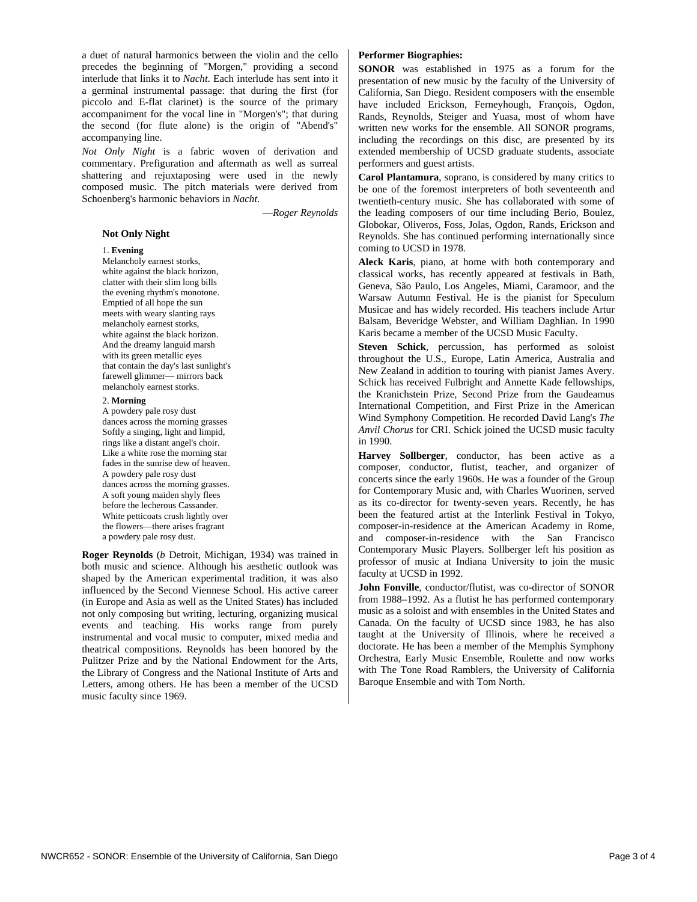a duet of natural harmonics between the violin and the cello precedes the beginning of "Morgen," providing a second interlude that links it to *Nacht.* Each interlude has sent into it a germinal instrumental passage: that during the first (for piccolo and E-flat clarinet) is the source of the primary accompaniment for the vocal line in "Morgen's"; that during the second (for flute alone) is the origin of "Abend's" accompanying line.

*Not Only Night* is a fabric woven of derivation and commentary. Prefiguration and aftermath as well as surreal shattering and rejuxtaposing were used in the newly composed music. The pitch materials were derived from Schoenberg's harmonic behaviors in *Nacht.*

—*Roger Reynolds*

### Not Only Night

1. **Evening**

Melancholy earnest storks,
white against the black horizon,
clatter with their slim long bills
the evening rhythm's monotone.
Emptied of all hope the sun
meets with weary slanting rays
melancholy earnest storks,
white against the black horizon.
And the dreamy languid marsh
with its green metallic eyes
that contain the day's last sunlight's
farewell glimmer— mirrors back
melancholy earnest storks.

2. **Morning**

A powdery pale rosy dust
dances across the morning grasses
Softly a singing, light and limpid,
rings like a distant angel's choir.
Like a white rose the morning star
fades in the sunrise dew of heaven.
A powdery pale rosy dust
dances across the morning grasses.
A soft young maiden shyly flees
before the lecherous Cassander.
White petticoats crush lightly over
the flowers—there arises fragrant
a powdery pale rosy dust.

**Roger Reynolds** (*b* Detroit, Michigan, 1934) was trained in both music and science. Although his aesthetic outlook was shaped by the American experimental tradition, it was also influenced by the Second Viennese School. His active career (in Europe and Asia as well as the United States) has included not only composing but writing, lecturing, organizing musical events and teaching. His works range from purely instrumental and vocal music to computer, mixed media and theatrical compositions. Reynolds has been honored by the Pulitzer Prize and by the National Endowment for the Arts, the Library of Congress and the National Institute of Arts and Letters, among others. He has been a member of the UCSD music faculty since 1969.

### Performer Biographies:

**SONOR** was established in 1975 as a forum for the presentation of new music by the faculty of the University of California, San Diego. Resident composers with the ensemble have included Erickson, Ferneyhough, François, Ogdon, Rands, Reynolds, Steiger and Yuasa, most of whom have written new works for the ensemble. All SONOR programs, including the recordings on this disc, are presented by its extended membership of UCSD graduate students, associate performers and guest artists.

**Carol Plantamura**, soprano, is considered by many critics to be one of the foremost interpreters of both seventeenth and twentieth-century music. She has collaborated with some of the leading composers of our time including Berio, Boulez, Globokar, Oliveros, Foss, Jolas, Ogdon, Rands, Erickson and Reynolds. She has continued performing internationally since coming to UCSD in 1978.

**Aleck Karis**, piano, at home with both contemporary and classical works, has recently appeared at festivals in Bath, Geneva, São Paulo, Los Angeles, Miami, Caramoor, and the Warsaw Autumn Festival. He is the pianist for Speculum Musicae and has widely recorded. His teachers include Artur Balsam, Beveridge Webster, and William Daghlian. In 1990 Karis became a member of the UCSD Music Faculty.

**Steven Schick**, percussion, has performed as soloist throughout the U.S., Europe, Latin America, Australia and New Zealand in addition to touring with pianist James Avery. Schick has received Fulbright and Annette Kade fellowships, the Kranichstein Prize, Second Prize from the Gaudeamus International Competition, and First Prize in the American Wind Symphony Competition. He recorded David Lang's *The Anvil Chorus* for CRI. Schick joined the UCSD music faculty in 1990.

**Harvey Sollberger**, conductor, has been active as a composer, conductor, flutist, teacher, and organizer of concerts since the early 1960s. He was a founder of the Group for Contemporary Music and, with Charles Wuorinen, served as its co-director for twenty-seven years. Recently, he has been the featured artist at the Interlink Festival in Tokyo, composer-in-residence at the American Academy in Rome, and composer-in-residence with the San Francisco Contemporary Music Players. Sollberger left his position as professor of music at Indiana University to join the music faculty at UCSD in 1992.

**John Fonville**, conductor/flutist, was co-director of SONOR from 1988–1992. As a flutist he has performed contemporary music as a soloist and with ensembles in the United States and Canada. On the faculty of UCSD since 1983, he has also taught at the University of Illinois, where he received a doctorate. He has been a member of the Memphis Symphony Orchestra, Early Music Ensemble, Roulette and now works with The Tone Road Ramblers, the University of California Baroque Ensemble and with Tom North.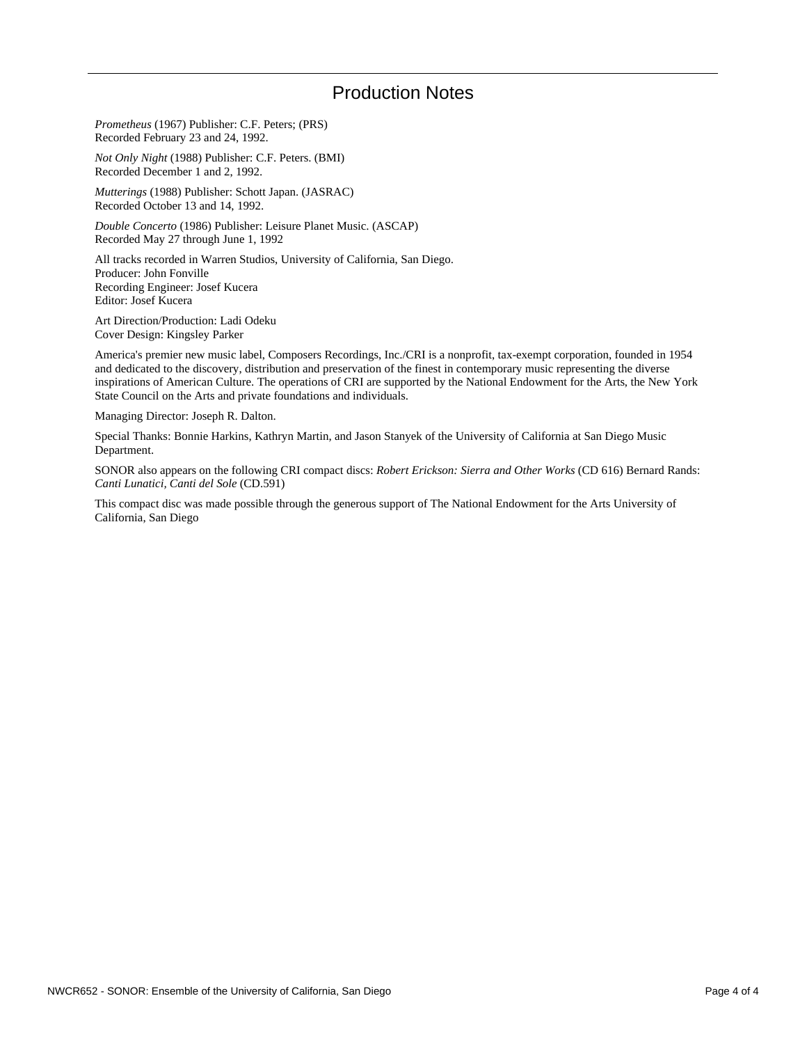## Production Notes

*Prometheus* (1967) Publisher: C.F. Peters; (PRS)
Recorded February 23 and 24, 1992.

*Not Only Night* (1988) Publisher: C.F. Peters. (BMI)
Recorded December 1 and 2, 1992.

*Mutterings* (1988) Publisher: Schott Japan. (JASRAC)
Recorded October 13 and 14, 1992.

*Double Concerto* (1986) Publisher: Leisure Planet Music. (ASCAP)
Recorded May 27 through June 1, 1992

All tracks recorded in Warren Studios, University of California, San Diego.
Producer: John Fonville
Recording Engineer: Josef Kucera
Editor: Josef Kucera

Art Direction/Production: Ladi Odeku
Cover Design: Kingsley Parker

America's premier new music label, Composers Recordings, Inc./CRI is a nonprofit, tax-exempt corporation, founded in 1954 and dedicated to the discovery, distribution and preservation of the finest in contemporary music representing the diverse inspirations of American Culture. The operations of CRI are supported by the National Endowment for the Arts, the New York State Council on the Arts and private foundations and individuals.

Managing Director: Joseph R. Dalton.

Special Thanks: Bonnie Harkins, Kathryn Martin, and Jason Stanyek of the University of California at San Diego Music Department.

SONOR also appears on the following CRI compact discs: *Robert Erickson: Sierra and Other Works* (CD 616) Bernard Rands: *Canti Lunatici, Canti del Sole* (CD.591)

This compact disc was made possible through the generous support of The National Endowment for the Arts University of California, San Diego